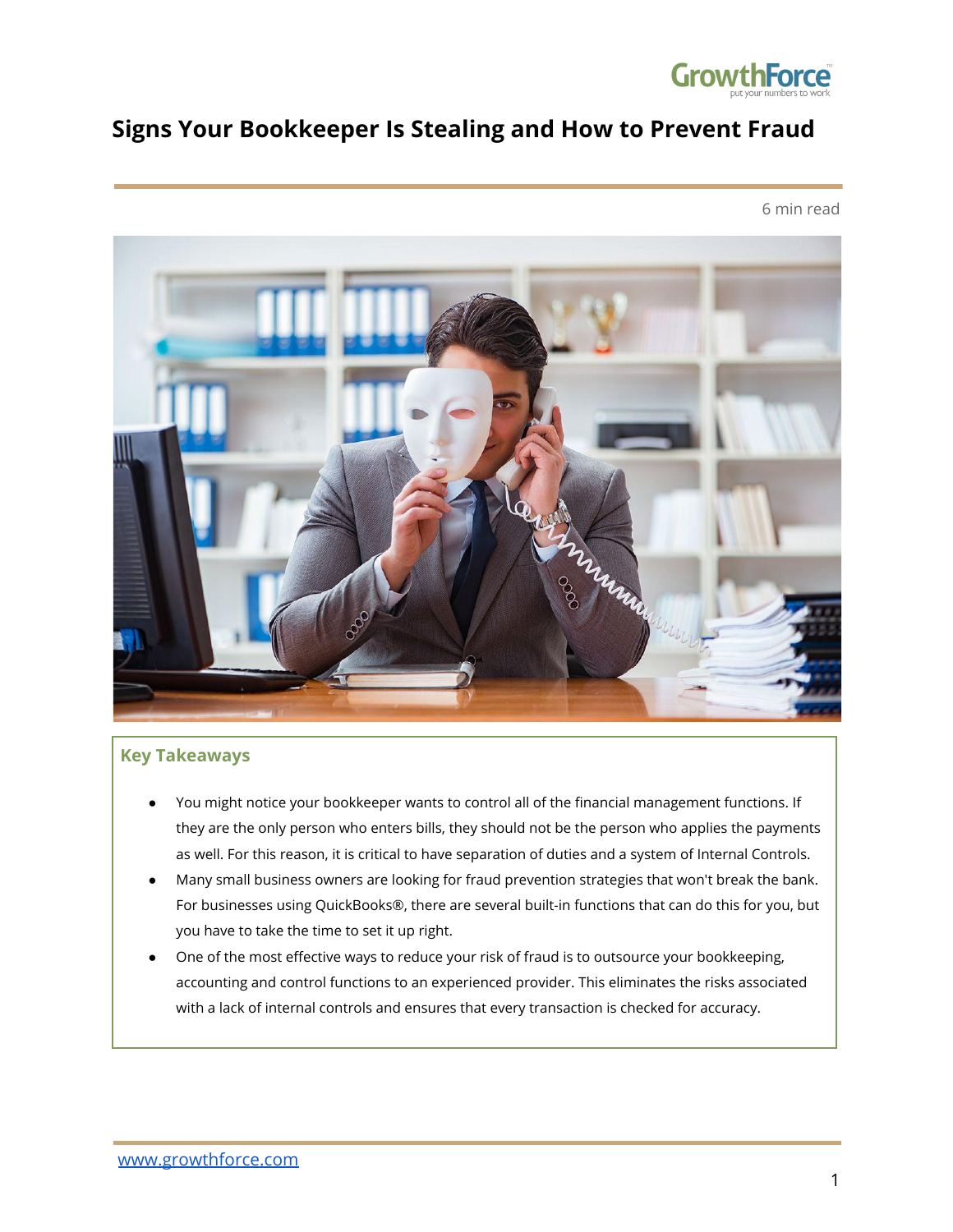# Signs Your Bookkeeper Is Stealing and How to Prevent Fraud

6 min read

### Key Takeaways

- You might notice your bookkeeper wants to control all of the financial management functions. If they are the only person who enters bills, they should not be the person who applies the payments as well. For this reason, it is critical to have separation of duties and a system of Internal Controls.
- Many small business owners are looking for fraud prevention strategies that won't break the bank. For businesses using QuickBooks®, there are several built-in functions that can do this for you, but you have to take the time to set it up right.
- One of the most effective ways to reduce your risk of fraud is to outsource your bookkeeping, accounting and control functions to an experienced provider. This eliminates the risks associated with a lack of internal controls and ensures that every transaction is checked for accuracy.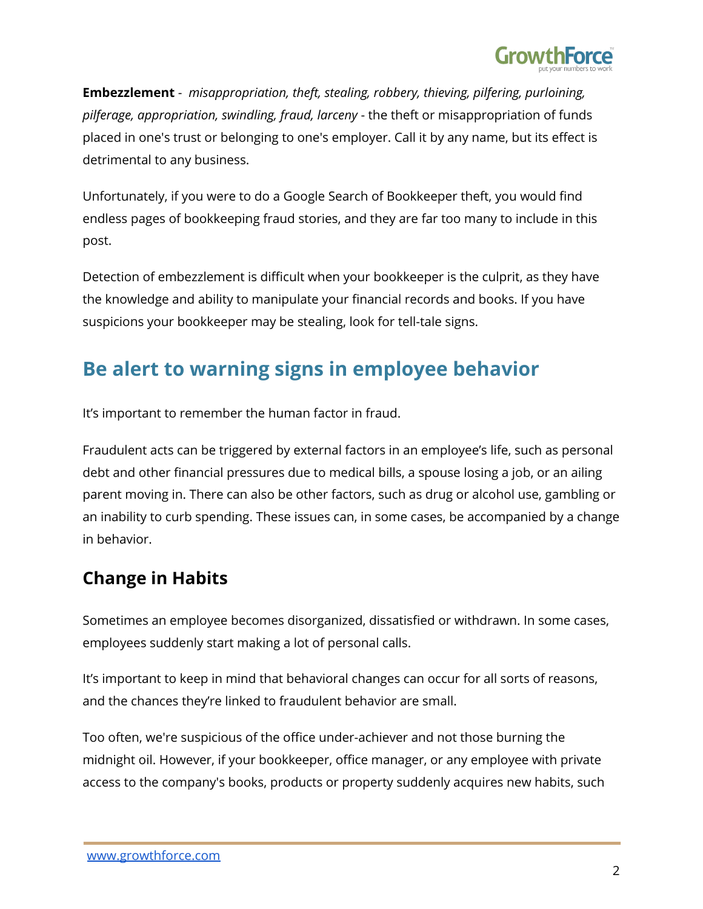**Embezzlement** - *misappropriation, theft, stealing, robbery, thieving, pilfering, purloining, pilferage, appropriation, swindling, fraud, larceny* - the theft or misappropriation of funds placed in one's trust or belonging to one's employer. Call it by any name, but its effect is detrimental to any business.

Unfortunately, if you were to do a Google Search of Bookkeeper theft, you would find endless pages of bookkeeping fraud stories, and they are far too many to include in this post.

Detection of embezzlement is difficult when your bookkeeper is the culprit, as they have the knowledge and ability to manipulate your financial records and books. If you have suspicions your bookkeeper may be stealing, look for tell-tale signs.

## Be alert to warning signs in employee behavior

It's important to remember the human factor in fraud.

Fraudulent acts can be triggered by external factors in an employee's life, such as personal debt and other financial pressures due to medical bills, a spouse losing a job, or an ailing parent moving in. There can also be other factors, such as drug or alcohol use, gambling or an inability to curb spending. These issues can, in some cases, be accompanied by a change in behavior.

### Change in Habits

Sometimes an employee becomes disorganized, dissatisfied or withdrawn. In some cases, employees suddenly start making a lot of personal calls.

It's important to keep in mind that behavioral changes can occur for all sorts of reasons, and the chances they're linked to fraudulent behavior are small.

Too often, we're suspicious of the office under-achiever and not those burning the midnight oil. However, if your bookkeeper, office manager, or any employee with private access to the company's books, products or property suddenly acquires new habits, such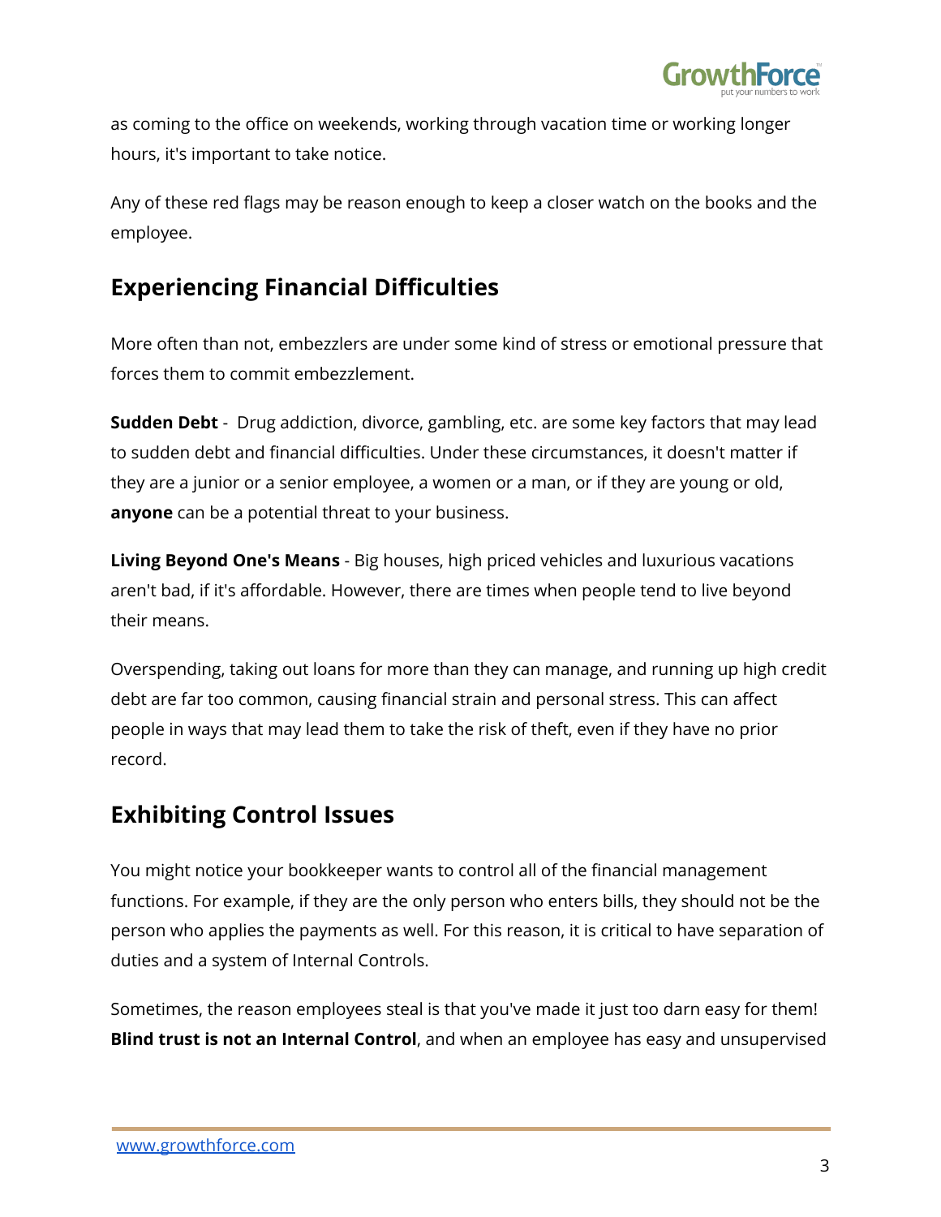as coming to the office on weekends, working through vacation time or working longer hours, it's important to take notice.

Any of these red flags may be reason enough to keep a closer watch on the books and the employee.

## Experiencing Financial Difficulties

More often than not, embezzlers are under some kind of stress or emotional pressure that forces them to commit embezzlement.

**Sudden Debt** - Drug addiction, divorce, gambling, etc. are some key factors that may lead to sudden debt and financial difficulties. Under these circumstances, it doesn't matter if they are a junior or a senior employee, a women or a man, or if they are young or old, **anyone** can be a potential threat to your business.

**Living Beyond One's Means** - Big houses, high priced vehicles and luxurious vacations aren't bad, if it's affordable. However, there are times when people tend to live beyond their means.

Overspending, taking out loans for more than they can manage, and running up high credit debt are far too common, causing financial strain and personal stress. This can affect people in ways that may lead them to take the risk of theft, even if they have no prior record.

## Exhibiting Control Issues

You might notice your bookkeeper wants to control all of the financial management functions. For example, if they are the only person who enters bills, they should not be the person who applies the payments as well. For this reason, it is critical to have separation of duties and a system of Internal Controls.

Sometimes, the reason employees steal is that you've made it just too darn easy for them! **Blind trust is not an Internal Control**, and when an employee has easy and unsupervised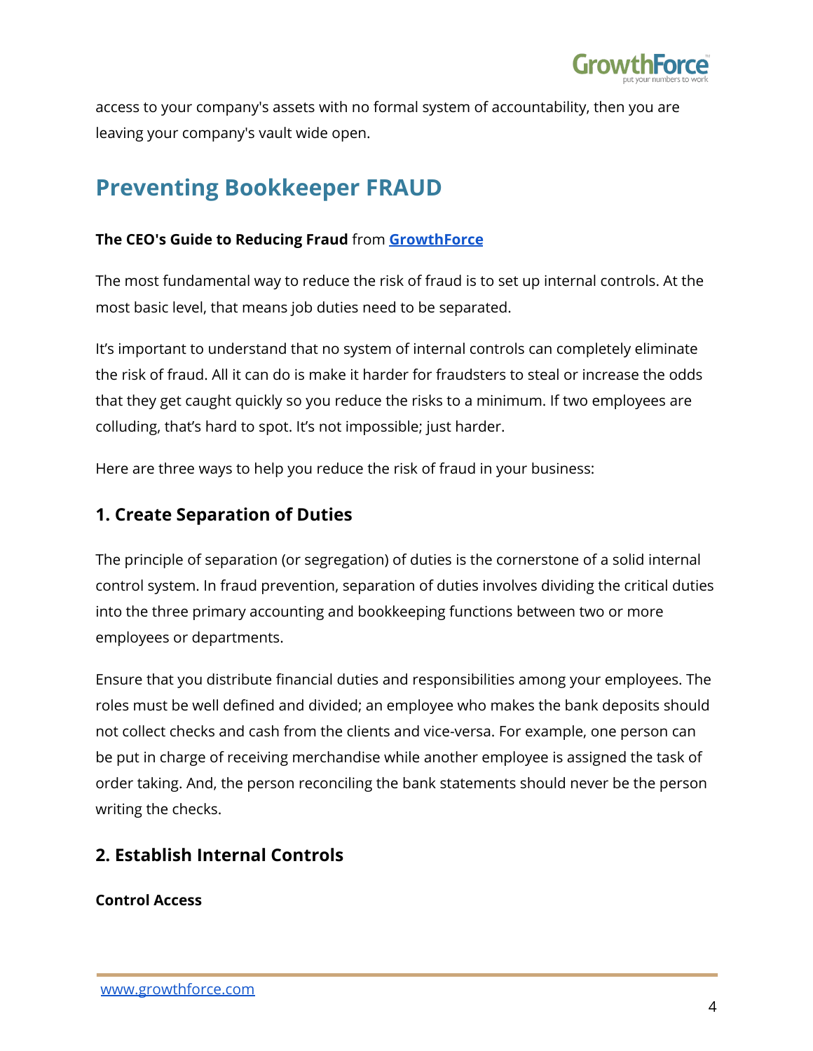access to your company's assets with no formal system of accountability, then you are leaving your company's vault wide open.

## Preventing Bookkeeper FRAUD

**The CEO's Guide to Reducing Fraud** from **GrowthForce**

The most fundamental way to reduce the risk of fraud is to set up internal controls. At the most basic level, that means job duties need to be separated.

It's important to understand that no system of internal controls can completely eliminate the risk of fraud. All it can do is make it harder for fraudsters to steal or increase the odds that they get caught quickly so you reduce the risks to a minimum. If two employees are colluding, that's hard to spot. It's not impossible; just harder.

Here are three ways to help you reduce the risk of fraud in your business:

### 1. Create Separation of Duties

The principle of separation (or segregation) of duties is the cornerstone of a solid internal control system. In fraud prevention, separation of duties involves dividing the critical duties into the three primary accounting and bookkeeping functions between two or more employees or departments.

Ensure that you distribute financial duties and responsibilities among your employees. The roles must be well defined and divided; an employee who makes the bank deposits should not collect checks and cash from the clients and vice-versa. For example, one person can be put in charge of receiving merchandise while another employee is assigned the task of order taking. And, the person reconciling the bank statements should never be the person writing the checks.

### 2. Establish Internal Controls

**Control Access**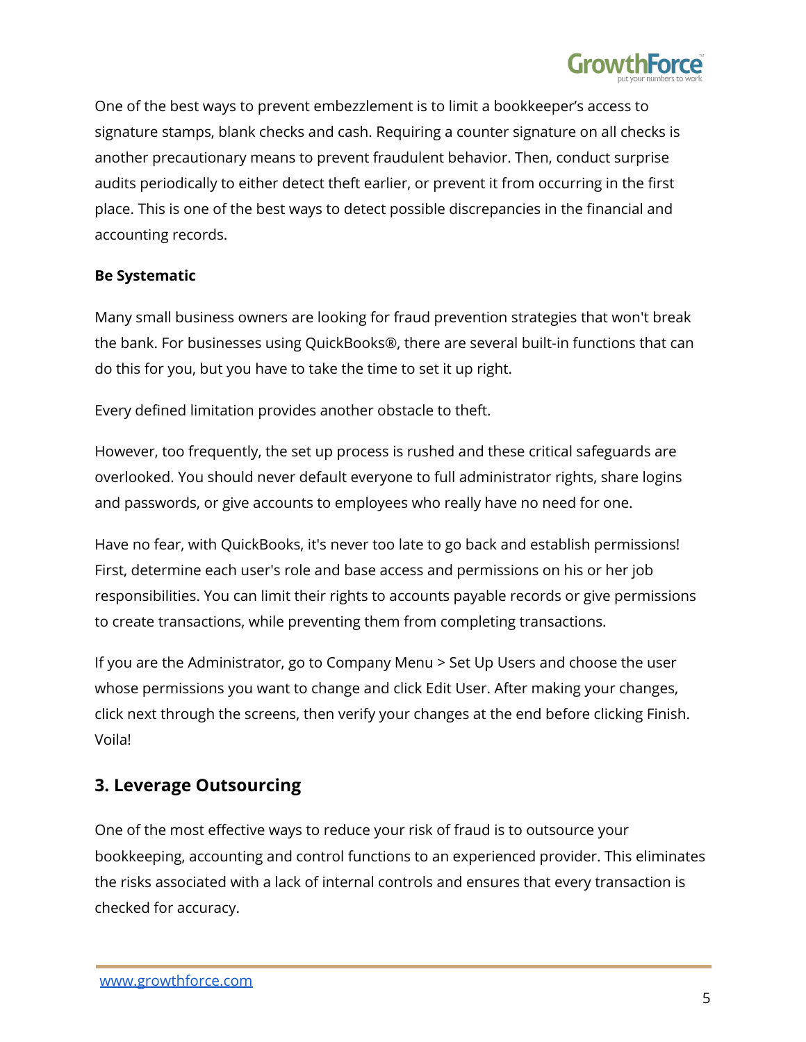One of the best ways to prevent embezzlement is to limit a bookkeeper's access to signature stamps, blank checks and cash. Requiring a counter signature on all checks is another precautionary means to prevent fraudulent behavior. Then, conduct surprise audits periodically to either detect theft earlier, or prevent it from occurring in the first place. This is one of the best ways to detect possible discrepancies in the financial and accounting records.

**Be Systematic**

Many small business owners are looking for fraud prevention strategies that won't break the bank. For businesses using QuickBooks®, there are several built-in functions that can do this for you, but you have to take the time to set it up right.

Every defined limitation provides another obstacle to theft.

However, too frequently, the set up process is rushed and these critical safeguards are overlooked. You should never default everyone to full administrator rights, share logins and passwords, or give accounts to employees who really have no need for one.

Have no fear, with QuickBooks, it's never too late to go back and establish permissions! First, determine each user's role and base access and permissions on his or her job responsibilities. You can limit their rights to accounts payable records or give permissions to create transactions, while preventing them from completing transactions.

If you are the Administrator, go to Company Menu > Set Up Users and choose the user whose permissions you want to change and click Edit User. After making your changes, click next through the screens, then verify your changes at the end before clicking Finish. Voila!

## 3. Leverage Outsourcing

One of the most effective ways to reduce your risk of fraud is to outsource your bookkeeping, accounting and control functions to an experienced provider. This eliminates the risks associated with a lack of internal controls and ensures that every transaction is checked for accuracy.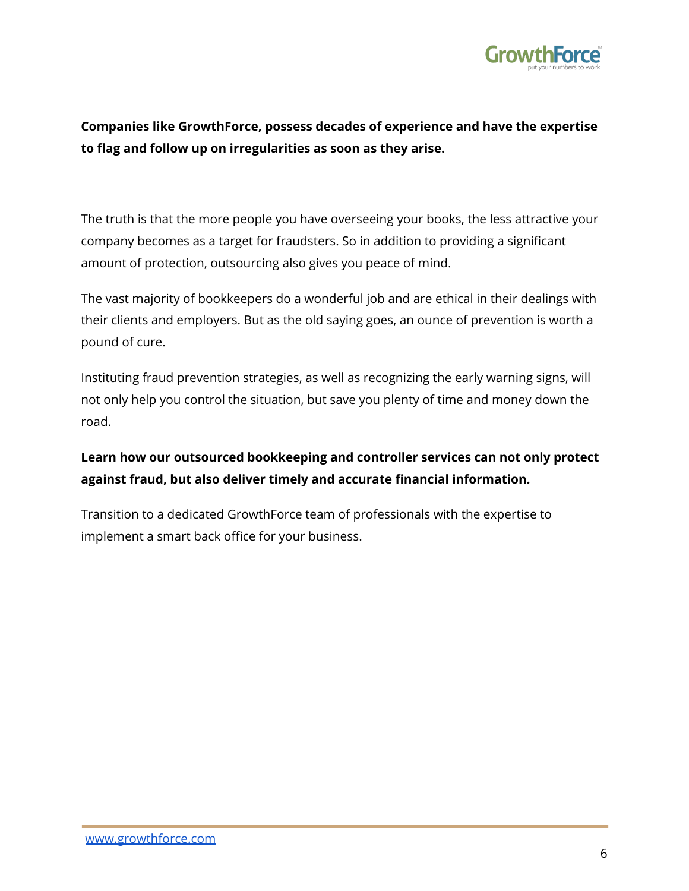**Companies like GrowthForce, possess decades of experience and have the expertise to flag and follow up on irregularities as soon as they arise.**

The truth is that the more people you have overseeing your books, the less attractive your company becomes as a target for fraudsters. So in addition to providing a significant amount of protection, outsourcing also gives you peace of mind.

The vast majority of bookkeepers do a wonderful job and are ethical in their dealings with their clients and employers. But as the old saying goes, an ounce of prevention is worth a pound of cure.

Instituting fraud prevention strategies, as well as recognizing the early warning signs, will not only help you control the situation, but save you plenty of time and money down the road.

**Learn how our outsourced bookkeeping and controller services can not only protect against fraud, but also deliver timely and accurate financial information.**

Transition to a dedicated GrowthForce team of professionals with the expertise to implement a smart back office for your business.